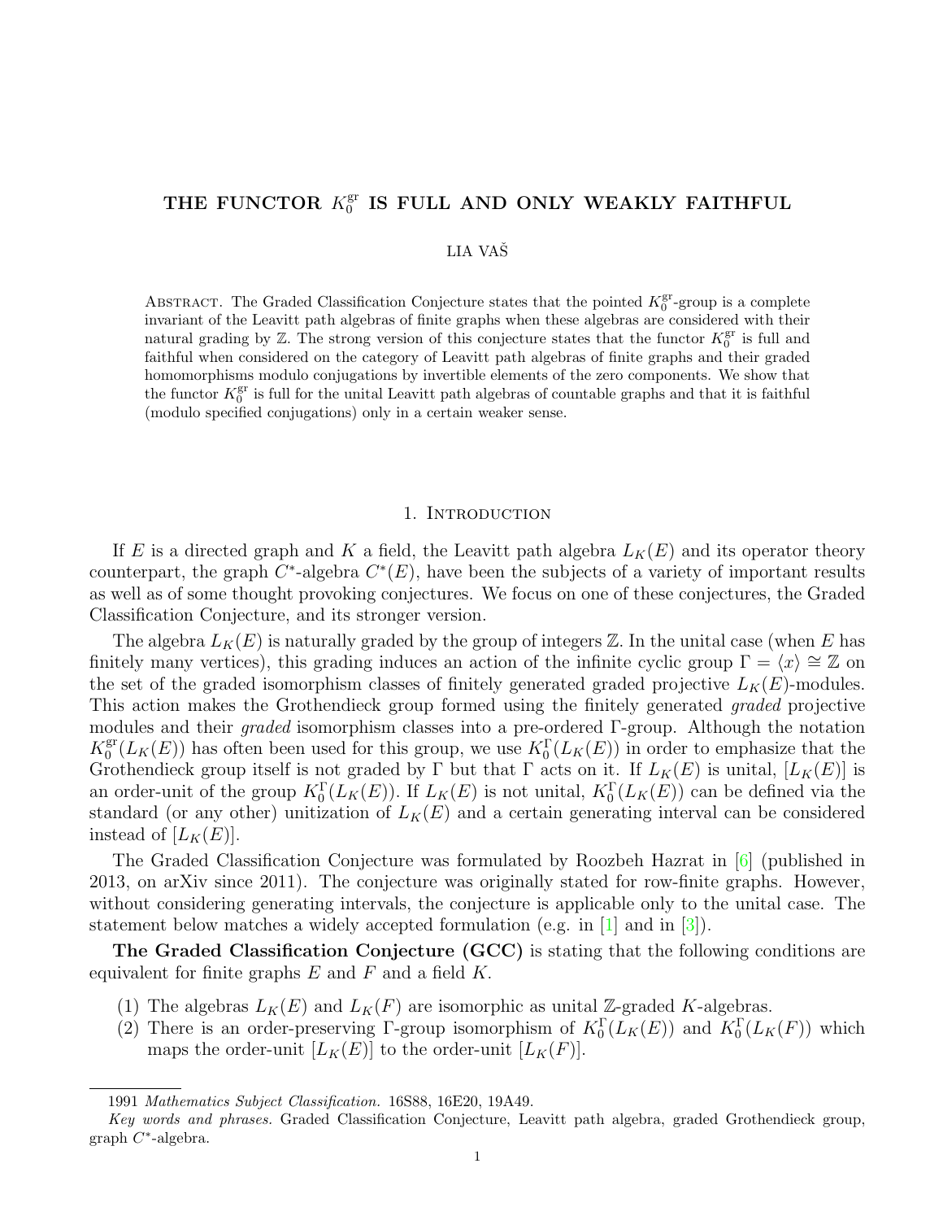# THE FUNCTOR $K_0^{\text{gr}}$ IS FULL AND ONLY WEAKLY FAITHFUL

LIA VAŠ

ABSTRACT. The Graded Classification Conjecture states that the pointed $K_0^{\text{gr}}$-group is a complete invariant of the Leavitt path algebras of finite graphs when these algebras are considered with their natural grading by $\mathbb{Z}$. The strong version of this conjecture states that the functor $K_0^{\text{gr}}$ is full and faithful when considered on the category of Leavitt path algebras of finite graphs and their graded homomorphisms modulo conjugations by invertible elements of the zero components. We show that the functor $K_0^{\text{gr}}$ is full for the unital Leavitt path algebras of countable graphs and that it is faithful (modulo specified conjugations) only in a certain weaker sense.

## 1. INTRODUCTION

If $E$ is a directed graph and $K$ a field, the Leavitt path algebra $L_K(E)$ and its operator theory counterpart, the graph $C^*$-algebra $C^*(E)$, have been the subjects of a variety of important results as well as of some thought provoking conjectures. We focus on one of these conjectures, the Graded Classification Conjecture, and its stronger version.

The algebra $L_K(E)$ is naturally graded by the group of integers $\mathbb{Z}$. In the unital case (when $E$ has finitely many vertices), this grading induces an action of the infinite cyclic group $\Gamma = \langle x \rangle \cong \mathbb{Z}$ on the set of the graded isomorphism classes of finitely generated graded projective $L_K(E)$-modules. This action makes the Grothendieck group formed using the finitely generated *graded* projective modules and their *graded* isomorphism classes into a pre-ordered $\Gamma$-group. Although the notation $K_0^{\text{gr}}(L_K(E))$ has often been used for this group, we use $K_0^{\Gamma}(L_K(E))$ in order to emphasize that the Grothendieck group itself is not graded by $\Gamma$ but that $\Gamma$ acts on it. If $L_K(E)$ is unital, $[L_K(E)]$ is an order-unit of the group $K_0^{\Gamma}(L_K(E))$. If $L_K(E)$ is not unital, $K_0^{\Gamma}(L_K(E))$ can be defined via the standard (or any other) unitization of $L_K(E)$ and a certain generating interval can be considered instead of $[L_K(E)]$.

The Graded Classification Conjecture was formulated by Roozbeh Hazrat in [6] (published in 2013, on arXiv since 2011). The conjecture was originally stated for row-finite graphs. However, without considering generating intervals, the conjecture is applicable only to the unital case. The statement below matches a widely accepted formulation (e.g. in [1] and in [3]).

**The Graded Classification Conjecture (GCC)** is stating that the following conditions are equivalent for finite graphs $E$ and $F$ and a field $K$.

1. The algebras $L_K(E)$ and $L_K(F)$ are isomorphic as unital $\mathbb{Z}$-graded $K$-algebras.
2. There is an order-preserving $\Gamma$-group isomorphism of $K_0^{\Gamma}(L_K(E))$ and $K_0^{\Gamma}(L_K(F))$ which maps the order-unit $[L_K(E)]$ to the order-unit $[L_K(F)]$.

1991 *Mathematics Subject Classification.* 16S88, 16E20, 19A49.

*Key words and phrases.* Graded Classification Conjecture, Leavitt path algebra, graded Grothendieck group, graph $C^*$-algebra.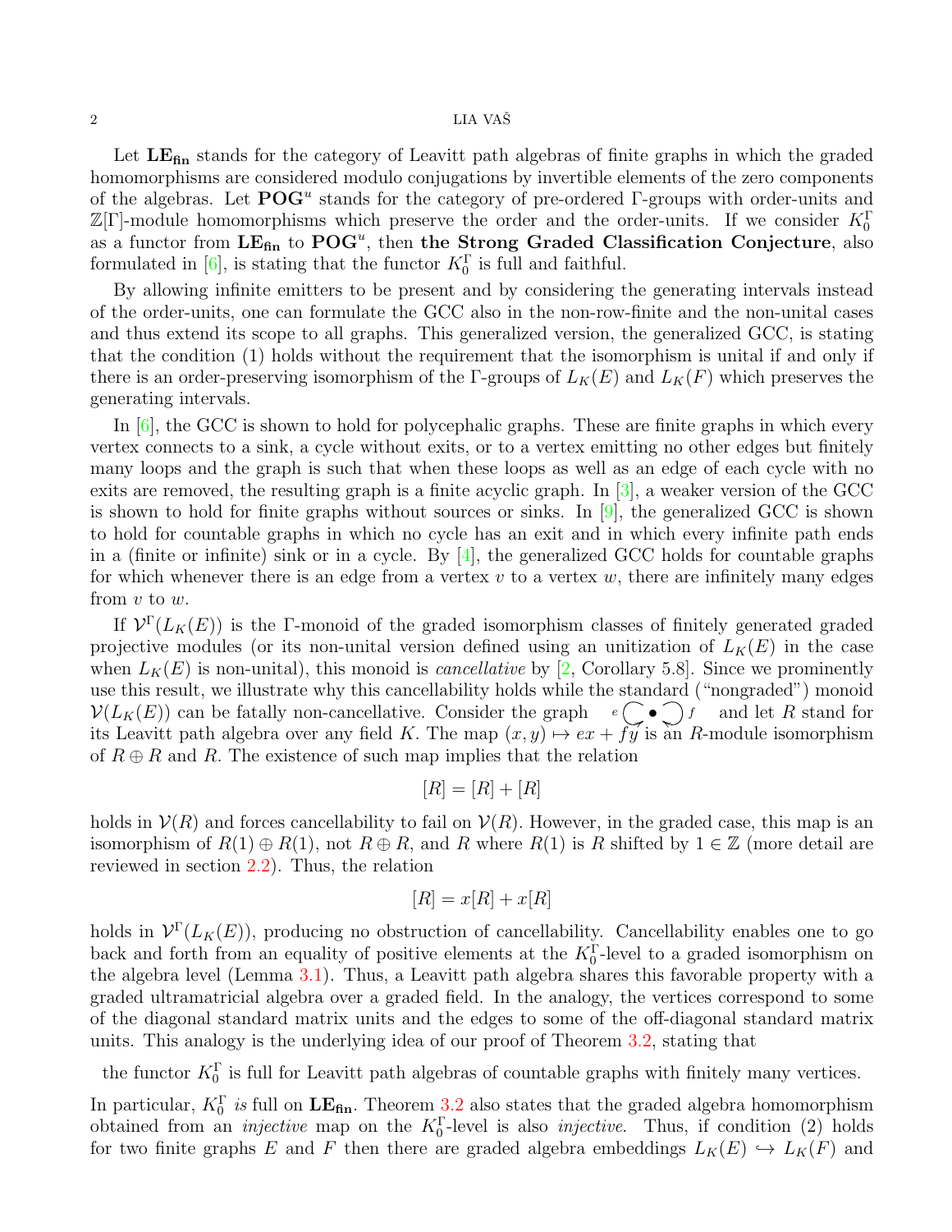Let $\mathbf{LE_{fin}}$ stands for the category of Leavitt path algebras of finite graphs in which the graded homomorphisms are considered modulo conjugations by invertible elements of the zero components of the algebras. Let $\mathbf{POG}^u$ stands for the category of pre-ordered $\Gamma$-groups with order-units and $\mathbb{Z}[\Gamma]$-module homomorphisms which preserve the order and the order-units. If we consider $K_0^\Gamma$ as a functor from $\mathbf{LE_{fin}}$ to $\mathbf{POG}^u$, then **the Strong Graded Classification Conjecture**, also formulated in [6], is stating that the functor $K_0^\Gamma$ is full and faithful.

By allowing infinite emitters to be present and by considering the generating intervals instead of the order-units, one can formulate the GCC also in the non-row-finite and the non-unital cases and thus extend its scope to all graphs. This generalized version, the generalized GCC, is stating that the condition (1) holds without the requirement that the isomorphism is unital if and only if there is an order-preserving isomorphism of the $\Gamma$-groups of $L_K(E)$ and $L_K(F)$ which preserves the generating intervals.

In [6], the GCC is shown to hold for polycephalic graphs. These are finite graphs in which every vertex connects to a sink, a cycle without exits, or to a vertex emitting no other edges but finitely many loops and the graph is such that when these loops as well as an edge of each cycle with no exits are removed, the resulting graph is a finite acyclic graph. In [3], a weaker version of the GCC is shown to hold for finite graphs without sources or sinks. In [9], the generalized GCC is shown to hold for countable graphs in which no cycle has an exit and in which every infinite path ends in a (finite or infinite) sink or in a cycle. By [4], the generalized GCC holds for countable graphs for which whenever there is an edge from a vertex $v$ to a vertex $w$, there are infinitely many edges from $v$ to $w$.

If $\mathcal{V}^\Gamma(L_K(E))$ is the $\Gamma$-monoid of the graded isomorphism classes of finitely generated graded projective modules (or its non-unital version defined using an unitization of $L_K(E)$ in the case when $L_K(E)$ is non-unital), this monoid is *cancellative* by [2, Corollary 5.8]. Since we prominently use this result, we illustrate why this cancellability holds while the standard ("nongraded") monoid $\mathcal{V}(L_K(E))$ can be fatally non-cancellative. Consider the graph $e \circlearrowright \bullet \circlearrowleft f$ and let $R$ stand for its Leavitt path algebra over any field $K$. The map $(x, y) \mapsto ex + fy$ is an $R$-module isomorphism of $R \oplus R$ and $R$. The existence of such map implies that the relation

$$[R] = [R] + [R]$$

holds in $\mathcal{V}(R)$ and forces cancellability to fail on $\mathcal{V}(R)$. However, in the graded case, this map is an isomorphism of $R(1) \oplus R(1)$, not $R \oplus R$, and $R$ where $R(1)$ is $R$ shifted by $1 \in \mathbb{Z}$ (more detail are reviewed in section 2.2). Thus, the relation

$$[R] = x[R] + x[R]$$

holds in $\mathcal{V}^\Gamma(L_K(E))$, producing no obstruction of cancellability. Cancellability enables one to go back and forth from an equality of positive elements at the $K_0^\Gamma$-level to a graded isomorphism on the algebra level (Lemma 3.1). Thus, a Leavitt path algebra shares this favorable property with a graded ultramatricial algebra over a graded field. In the analogy, the vertices correspond to some of the diagonal standard matrix units and the edges to some of the off-diagonal standard matrix units. This analogy is the underlying idea of our proof of Theorem 3.2, stating that

the functor $K_0^\Gamma$ is full for Leavitt path algebras of countable graphs with finitely many vertices.

In particular, $K_0^\Gamma$ *is* full on $\mathbf{LE_{fin}}$. Theorem 3.2 also states that the graded algebra homomorphism obtained from an *injective* map on the $K_0^\Gamma$-level is also *injective*. Thus, if condition (2) holds for two finite graphs $E$ and $F$ then there are graded algebra embeddings $L_K(E) \hookrightarrow L_K(F)$ and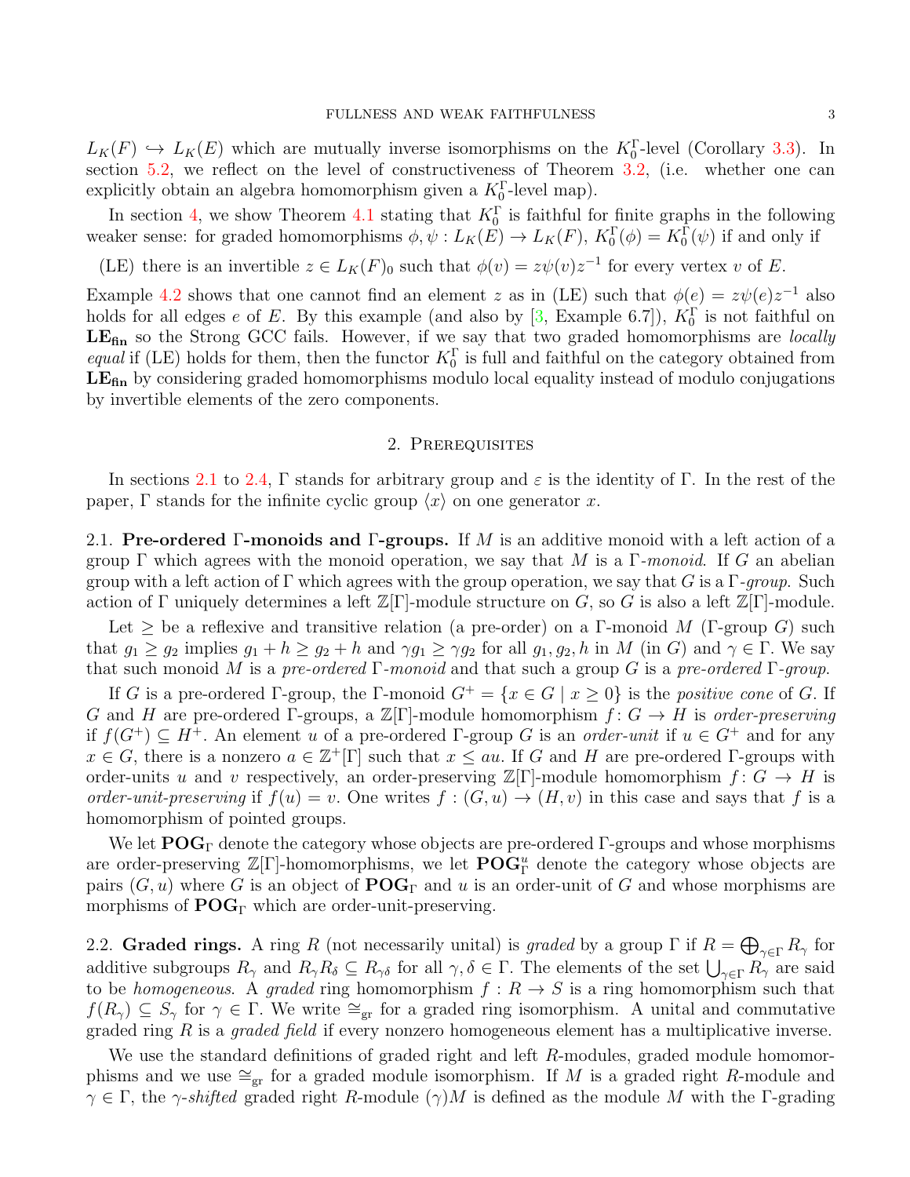$L_K(F) \hookrightarrow L_K(E)$ which are mutually inverse isomorphisms on the $K_0^\Gamma$-level (Corollary 3.3). In section 5.2, we reflect on the level of constructiveness of Theorem 3.2, (i.e. whether one can explicitly obtain an algebra homomorphism given a $K_0^\Gamma$-level map).

In section 4, we show Theorem 4.1 stating that $K_0^\Gamma$ is faithful for finite graphs in the following weaker sense: for graded homomorphisms $\phi, \psi : L_K(E) \to L_K(F)$, $K_0^\Gamma(\phi) = K_0^\Gamma(\psi)$ if and only if

(LE) there is an invertible $z \in L_K(F)_0$ such that $\phi(v) = z\psi(v)z^{-1}$ for every vertex $v$ of $E$.

Example 4.2 shows that one cannot find an element $z$ as in (LE) such that $\phi(e) = z\psi(e)z^{-1}$ also holds for all edges $e$ of $E$. By this example (and also by [3, Example 6.7]), $K_0^\Gamma$ is not faithful on $\mathbf{LE_{fin}}$ so the Strong GCC fails. However, if we say that two graded homomorphisms are *locally equal* if (LE) holds for them, then the functor $K_0^\Gamma$ is full and faithful on the category obtained from $\mathbf{LE_{fin}}$ by considering graded homomorphisms modulo local equality instead of modulo conjugations by invertible elements of the zero components.

## 2. Prerequisites

In sections 2.1 to 2.4, $\Gamma$ stands for arbitrary group and $\varepsilon$ is the identity of $\Gamma$. In the rest of the paper, $\Gamma$ stands for the infinite cyclic group $\langle x \rangle$ on one generator $x$.

2.1. **Pre-ordered $\Gamma$-monoids and $\Gamma$-groups.** If $M$ is an additive monoid with a left action of a group $\Gamma$ which agrees with the monoid operation, we say that $M$ is a $\Gamma$-*monoid*. If $G$ an abelian group with a left action of $\Gamma$ which agrees with the group operation, we say that $G$ is a $\Gamma$-*group*. Such action of $\Gamma$ uniquely determines a left $\mathbb{Z}[\Gamma]$-module structure on $G$, so $G$ is also a left $\mathbb{Z}[\Gamma]$-module.

Let $\geq$ be a reflexive and transitive relation (a pre-order) on a $\Gamma$-monoid $M$ ($\Gamma$-group $G$) such that $g_1 \geq g_2$ implies $g_1 + h \geq g_2 + h$ and $\gamma g_1 \geq \gamma g_2$ for all $g_1, g_2, h$ in $M$ (in $G$) and $\gamma \in \Gamma$. We say that such monoid $M$ is a *pre-ordered* $\Gamma$-*monoid* and that such a group $G$ is a *pre-ordered* $\Gamma$-*group*.

If $G$ is a pre-ordered $\Gamma$-group, the $\Gamma$-monoid $G^+ = \{x \in G \mid x \geq 0\}$ is the *positive cone* of $G$. If $G$ and $H$ are pre-ordered $\Gamma$-groups, a $\mathbb{Z}[\Gamma]$-module homomorphism $f\colon G \to H$ is *order-preserving* if $f(G^+) \subseteq H^+$. An element $u$ of a pre-ordered $\Gamma$-group $G$ is an *order-unit* if $u \in G^+$ and for any $x \in G$, there is a nonzero $a \in \mathbb{Z}^+[\Gamma]$ such that $x \leq au$. If $G$ and $H$ are pre-ordered $\Gamma$-groups with order-units $u$ and $v$ respectively, an order-preserving $\mathbb{Z}[\Gamma]$-module homomorphism $f\colon G \to H$ is *order-unit-preserving* if $f(u) = v$. One writes $f : (G, u) \to (H, v)$ in this case and says that $f$ is a homomorphism of pointed groups.

We let $\mathbf{POG}_\Gamma$ denote the category whose objects are pre-ordered $\Gamma$-groups and whose morphisms are order-preserving $\mathbb{Z}[\Gamma]$-homomorphisms, we let $\mathbf{POG}_\Gamma^u$ denote the category whose objects are pairs $(G, u)$ where $G$ is an object of $\mathbf{POG}_\Gamma$ and $u$ is an order-unit of $G$ and whose morphisms are morphisms of $\mathbf{POG}_\Gamma$ which are order-unit-preserving.

2.2. **Graded rings.** A ring $R$ (not necessarily unital) is *graded* by a group $\Gamma$ if $R = \bigoplus_{\gamma \in \Gamma} R_\gamma$ for additive subgroups $R_\gamma$ and $R_\gamma R_\delta \subseteq R_{\gamma\delta}$ for all $\gamma, \delta \in \Gamma$. The elements of the set $\bigcup_{\gamma \in \Gamma} R_\gamma$ are said to be *homogeneous*. A *graded* ring homomorphism $f : R \to S$ is a ring homomorphism such that $f(R_\gamma) \subseteq S_\gamma$ for $\gamma \in \Gamma$. We write $\cong_{\text{gr}}$ for a graded ring isomorphism. A unital and commutative graded ring $R$ is a *graded field* if every nonzero homogeneous element has a multiplicative inverse.

We use the standard definitions of graded right and left $R$-modules, graded module homomorphisms and we use $\cong_{\text{gr}}$ for a graded module isomorphism. If $M$ is a graded right $R$-module and $\gamma \in \Gamma$, the $\gamma$-*shifted* graded right $R$-module $(\gamma)M$ is defined as the module $M$ with the $\Gamma$-grading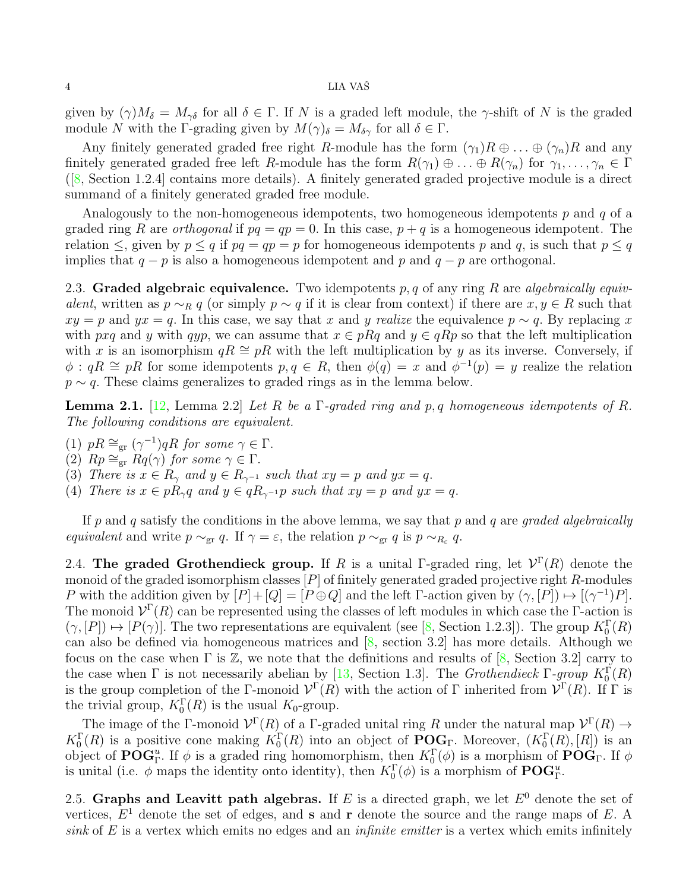given by $(\gamma)M_\delta = M_{\gamma\delta}$ for all $\delta \in \Gamma$. If $N$ is a graded left module, the $\gamma$-shift of $N$ is the graded module $N$ with the $\Gamma$-grading given by $M(\gamma)_\delta = M_{\delta\gamma}$ for all $\delta \in \Gamma$.

Any finitely generated graded free right $R$-module has the form $(\gamma_1)R \oplus \ldots \oplus (\gamma_n)R$ and any finitely generated graded free left $R$-module has the form $R(\gamma_1) \oplus \ldots \oplus R(\gamma_n)$ for $\gamma_1, \ldots, \gamma_n \in \Gamma$ ([8, Section 1.2.4] contains more details). A finitely generated graded projective module is a direct summand of a finitely generated graded free module.

Analogously to the non-homogeneous idempotents, two homogeneous idempotents $p$ and $q$ of a graded ring $R$ are *orthogonal* if $pq = qp = 0$. In this case, $p + q$ is a homogeneous idempotent. The relation $\leq$, given by $p \leq q$ if $pq = qp = p$ for homogeneous idempotents $p$ and $q$, is such that $p \leq q$ implies that $q - p$ is also a homogeneous idempotent and $p$ and $q - p$ are orthogonal.

## 2.3. Graded algebraic equivalence.

Two idempotents $p, q$ of any ring $R$ are *algebraically equivalent*, written as $p \sim_R q$ (or simply $p \sim q$ if it is clear from context) if there are $x, y \in R$ such that $xy = p$ and $yx = q$. In this case, we say that $x$ and $y$ *realize* the equivalence $p \sim q$. By replacing $x$ with $pxq$ and $y$ with $qyp$, we can assume that $x \in pRq$ and $y \in qRp$ so that the left multiplication with $x$ is an isomorphism $qR \cong pR$ with the left multiplication by $y$ as its inverse. Conversely, if $\phi : qR \cong pR$ for some idempotents $p, q \in R$, then $\phi(q) = x$ and $\phi^{-1}(p) = y$ realize the relation $p \sim q$. These claims generalizes to graded rings as in the lemma below.

**Lemma 2.1.** [12, Lemma 2.2] *Let $R$ be a $\Gamma$-graded ring and $p, q$ homogeneous idempotents of $R$. The following conditions are equivalent.*

(1) *$pR \cong_{\text{gr}} (\gamma^{-1})qR$ for some $\gamma \in \Gamma$.*
(2) *$Rp \cong_{\text{gr}} Rq(\gamma)$ for some $\gamma \in \Gamma$.*
(3) *There is $x \in R_\gamma$ and $y \in R_{\gamma^{-1}}$ such that $xy = p$ and $yx = q$.*
(4) *There is $x \in pR_\gamma q$ and $y \in qR_{\gamma^{-1}}p$ such that $xy = p$ and $yx = q$.*

If $p$ and $q$ satisfy the conditions in the above lemma, we say that $p$ and $q$ are *graded algebraically equivalent* and write $p \sim_{\text{gr}} q$. If $\gamma = \varepsilon$, the relation $p \sim_{\text{gr}} q$ is $p \sim_{R_\varepsilon} q$.

## 2.4. The graded Grothendieck group.

If $R$ is a unital $\Gamma$-graded ring, let $\mathcal{V}^\Gamma(R)$ denote the monoid of the graded isomorphism classes $[P]$ of finitely generated graded projective right $R$-modules $P$ with the addition given by $[P] + [Q] = [P \oplus Q]$ and the left $\Gamma$-action given by $(\gamma, [P]) \mapsto [(\gamma^{-1})P]$. The monoid $\mathcal{V}^\Gamma(R)$ can be represented using the classes of left modules in which case the $\Gamma$-action is $(\gamma, [P]) \mapsto [P(\gamma)]$. The two representations are equivalent (see [8, Section 1.2.3]). The group $K_0^\Gamma(R)$ can also be defined via homogeneous matrices and [8, section 3.2] has more details. Although we focus on the case when $\Gamma$ is $\mathbb{Z}$, we note that the definitions and results of [8, Section 3.2] carry to the case when $\Gamma$ is not necessarily abelian by [13, Section 1.3]. The *Grothendieck $\Gamma$-group* $K_0^\Gamma(R)$ is the group completion of the $\Gamma$-monoid $\mathcal{V}^\Gamma(R)$ with the action of $\Gamma$ inherited from $\mathcal{V}^\Gamma(R)$. If $\Gamma$ is the trivial group, $K_0^\Gamma(R)$ is the usual $K_0$-group.

The image of the $\Gamma$-monoid $\mathcal{V}^\Gamma(R)$ of a $\Gamma$-graded unital ring $R$ under the natural map $\mathcal{V}^\Gamma(R) \to K_0^\Gamma(R)$ is a positive cone making $K_0^\Gamma(R)$ into an object of $\mathbf{POG}_\Gamma$. Moreover, $(K_0^\Gamma(R), [R])$ is an object of $\mathbf{POG}^u_\Gamma$. If $\phi$ is a graded ring homomorphism, then $K_0^\Gamma(\phi)$ is a morphism of $\mathbf{POG}_\Gamma$. If $\phi$ is unital (i.e. $\phi$ maps the identity onto identity), then $K_0^\Gamma(\phi)$ is a morphism of $\mathbf{POG}^u_\Gamma$.

## 2.5. Graphs and Leavitt path algebras.

If $E$ is a directed graph, we let $E^0$ denote the set of vertices, $E^1$ denote the set of edges, and $\mathbf{s}$ and $\mathbf{r}$ denote the source and the range maps of $E$. A *sink* of $E$ is a vertex which emits no edges and an *infinite emitter* is a vertex which emits infinitely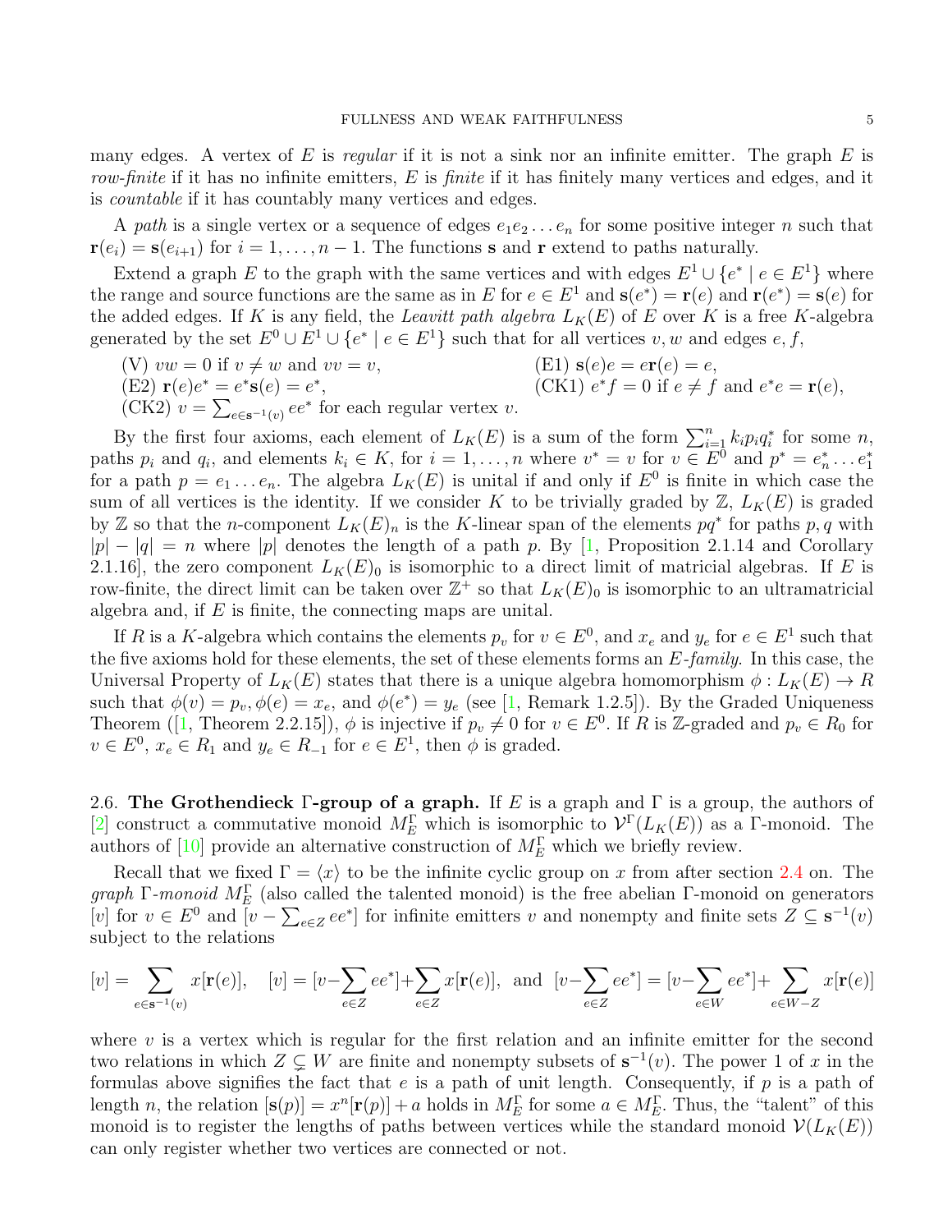many edges. A vertex of $E$ is *regular* if it is not a sink nor an infinite emitter. The graph $E$ is *row-finite* if it has no infinite emitters, $E$ is *finite* if it has finitely many vertices and edges, and it is *countable* if it has countably many vertices and edges.

A *path* is a single vertex or a sequence of edges $e_1e_2\dots e_n$ for some positive integer $n$ such that $\mathbf{r}(e_i) = \mathbf{s}(e_{i+1})$ for $i = 1, \dots, n-1$. The functions $\mathbf{s}$ and $\mathbf{r}$ extend to paths naturally.

Extend a graph $E$ to the graph with the same vertices and with edges $E^1 \cup \{e^* \mid e \in E^1\}$ where the range and source functions are the same as in $E$ for $e \in E^1$ and $\mathbf{s}(e^*) = \mathbf{r}(e)$ and $\mathbf{r}(e^*) = \mathbf{s}(e)$ for the added edges. If $K$ is any field, the *Leavitt path algebra* $L_K(E)$ of $E$ over $K$ is a free $K$-algebra generated by the set $E^0 \cup E^1 \cup \{e^* \mid e \in E^1\}$ such that for all vertices $v, w$ and edges $e, f$,

(V) $vw = 0$ if $v \neq w$ and $vv = v$,
(E1) $\mathbf{s}(e)e = e\mathbf{r}(e) = e$,
(E2) $\mathbf{r}(e)e^* = e^*\mathbf{s}(e) = e^*$,
(CK1) $e^*f = 0$ if $e \neq f$ and $e^*e = \mathbf{r}(e)$,
(CK2) $v = \sum_{e \in \mathbf{s}^{-1}(v)} ee^*$ for each regular vertex $v$.

By the first four axioms, each element of $L_K(E)$ is a sum of the form $\sum_{i=1}^n k_i p_i q_i^*$ for some $n$, paths $p_i$ and $q_i$, and elements $k_i \in K$, for $i = 1, \dots, n$ where $v^* = v$ for $v \in E^0$ and $p^* = e_n^* \dots e_1^*$ for a path $p = e_1 \dots e_n$. The algebra $L_K(E)$ is unital if and only if $E^0$ is finite in which case the sum of all vertices is the identity. If we consider $K$ to be trivially graded by $\mathbb{Z}$, $L_K(E)$ is graded by $\mathbb{Z}$ so that the $n$-component $L_K(E)_n$ is the $K$-linear span of the elements $pq^*$ for paths $p, q$ with $|p| - |q| = n$ where $|p|$ denotes the length of a path $p$. By [1, Proposition 2.1.14 and Corollary 2.1.16], the zero component $L_K(E)_0$ is isomorphic to a direct limit of matricial algebras. If $E$ is row-finite, the direct limit can be taken over $\mathbb{Z}^+$ so that $L_K(E)_0$ is isomorphic to an ultramatricial algebra and, if $E$ is finite, the connecting maps are unital.

If $R$ is a $K$-algebra which contains the elements $p_v$ for $v \in E^0$, and $x_e$ and $y_e$ for $e \in E^1$ such that the five axioms hold for these elements, the set of these elements forms an *$E$-family*. In this case, the Universal Property of $L_K(E)$ states that there is a unique algebra homomorphism $\phi : L_K(E) \to R$ such that $\phi(v) = p_v, \phi(e) = x_e$, and $\phi(e^*) = y_e$ (see [1, Remark 1.2.5]). By the Graded Uniqueness Theorem ([1, Theorem 2.2.15]), $\phi$ is injective if $p_v \neq 0$ for $v \in E^0$. If $R$ is $\mathbb{Z}$-graded and $p_v \in R_0$ for $v \in E^0$, $x_e \in R_1$ and $y_e \in R_{-1}$ for $e \in E^1$, then $\phi$ is graded.

**2.6. The Grothendieck Γ-group of a graph.** If $E$ is a graph and $\Gamma$ is a group, the authors of [2] construct a commutative monoid $M_E^\Gamma$ which is isomorphic to $\mathcal{V}^\Gamma(L_K(E))$ as a $\Gamma$-monoid. The authors of [10] provide an alternative construction of $M_E^\Gamma$ which we briefly review.

Recall that we fixed $\Gamma = \langle x \rangle$ to be the infinite cyclic group on $x$ from after section 2.4 on. The *graph $\Gamma$-monoid* $M_E^\Gamma$ (also called the talented monoid) is the free abelian $\Gamma$-monoid on generators $[v]$ for $v \in E^0$ and $[v - \sum_{e \in Z} ee^*]$ for infinite emitters $v$ and nonempty and finite sets $Z \subseteq \mathbf{s}^{-1}(v)$ subject to the relations

$$[v] = \sum_{e \in \mathbf{s}^{-1}(v)} x[\mathbf{r}(e)], \quad [v] = [v - \sum_{e \in Z} ee^*] + \sum_{e \in Z} x[\mathbf{r}(e)], \text{ and } [v - \sum_{e \in Z} ee^*] = [v - \sum_{e \in W} ee^*] + \sum_{e \in W - Z} x[\mathbf{r}(e)]$$

where $v$ is a vertex which is regular for the first relation and an infinite emitter for the second two relations in which $Z \subsetneq W$ are finite and nonempty subsets of $\mathbf{s}^{-1}(v)$. The power 1 of $x$ in the formulas above signifies the fact that $e$ is a path of unit length. Consequently, if $p$ is a path of length $n$, the relation $[\mathbf{s}(p)] = x^n[\mathbf{r}(p)] + a$ holds in $M_E^\Gamma$ for some $a \in M_E^\Gamma$. Thus, the "talent" of this monoid is to register the lengths of paths between vertices while the standard monoid $\mathcal{V}(L_K(E))$ can only register whether two vertices are connected or not.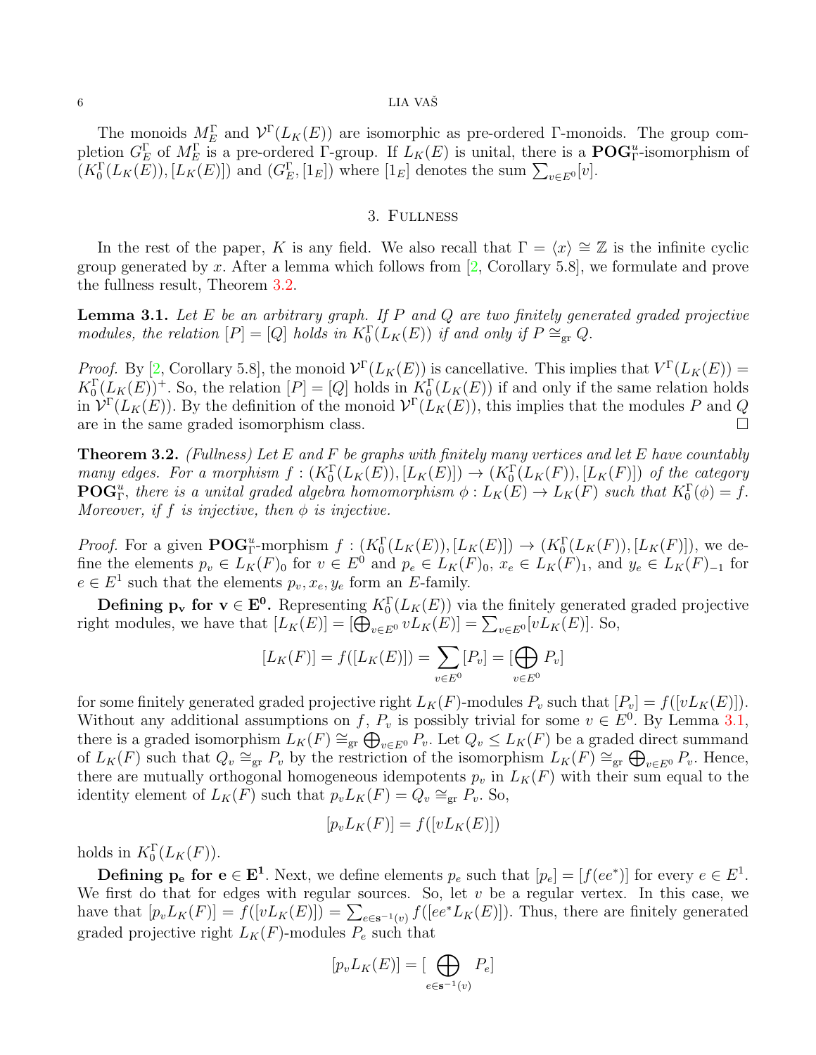The monoids $M_E^\Gamma$ and $\mathcal{V}^\Gamma(L_K(E))$ are isomorphic as pre-ordered $\Gamma$-monoids. The group completion $G_E^\Gamma$ of $M_E^\Gamma$ is a pre-ordered $\Gamma$-group. If $L_K(E)$ is unital, there is a $\mathbf{POG}^u_\Gamma$-isomorphism of $(K_0^\Gamma(L_K(E)), [L_K(E)])$ and $(G_E^\Gamma, [1_E])$ where $[1_E]$ denotes the sum $\sum_{v\in E^0}[v]$.

## 3. Fullness

In the rest of the paper, $K$ is any field. We also recall that $\Gamma = \langle x\rangle \cong \mathbb{Z}$ is the infinite cyclic group generated by $x$. After a lemma which follows from [2, Corollary 5.8], we formulate and prove the fullness result, Theorem 3.2.

**Lemma 3.1.** *Let $E$ be an arbitrary graph. If $P$ and $Q$ are two finitely generated graded projective modules, the relation $[P] = [Q]$ holds in $K_0^\Gamma(L_K(E))$ if and only if $P \cong_{\text{gr}} Q$.*

*Proof.* By [2, Corollary 5.8], the monoid $\mathcal{V}^\Gamma(L_K(E))$ is cancellative. This implies that $V^\Gamma(L_K(E)) = K_0^\Gamma(L_K(E))^+$. So, the relation $[P] = [Q]$ holds in $K_0^\Gamma(L_K(E))$ if and only if the same relation holds in $\mathcal{V}^\Gamma(L_K(E))$. By the definition of the monoid $\mathcal{V}^\Gamma(L_K(E))$, this implies that the modules $P$ and $Q$ are in the same graded isomorphism class. $\square$

**Theorem 3.2.** *(Fullness) Let $E$ and $F$ be graphs with finitely many vertices and let $E$ have countably many edges. For a morphism $f : (K_0^\Gamma(L_K(E)), [L_K(E)]) \to (K_0^\Gamma(L_K(F)), [L_K(F)])$ of the category $\mathbf{POG}^u_\Gamma$, there is a unital graded algebra homomorphism $\phi : L_K(E) \to L_K(F)$ such that $K_0^\Gamma(\phi) = f$. Moreover, if $f$ is injective, then $\phi$ is injective.*

*Proof.* For a given $\mathbf{POG}^u_\Gamma$-morphism $f : (K_0^\Gamma(L_K(E)), [L_K(E)]) \to (K_0^\Gamma(L_K(F)), [L_K(F)])$, we define the elements $p_v \in L_K(F)_0$ for $v \in E^0$ and $p_e \in L_K(F)_0$, $x_e \in L_K(F)_1$, and $y_e \in L_K(F)_{-1}$ for $e \in E^1$ such that the elements $p_v, x_e, y_e$ form an $E$-family.

**Defining $\mathbf{p_v}$ for $\mathbf{v \in E^0}$.** Representing $K_0^\Gamma(L_K(E))$ via the finitely generated graded projective right modules, we have that $[L_K(E)] = [\bigoplus_{v\in E^0} vL_K(E)] = \sum_{v\in E^0}[vL_K(E)]$. So,

$$[L_K(F)] = f([L_K(E)]) = \sum_{v\in E^0}[P_v] = [\bigoplus_{v\in E^0} P_v]$$

for some finitely generated graded projective right $L_K(F)$-modules $P_v$ such that $[P_v] = f([vL_K(E)])$. Without any additional assumptions on $f$, $P_v$ is possibly trivial for some $v \in E^0$. By Lemma 3.1, there is a graded isomorphism $L_K(F) \cong_{\text{gr}} \bigoplus_{v\in E^0} P_v$. Let $Q_v \leq L_K(F)$ be a graded direct summand of $L_K(F)$ such that $Q_v \cong_{\text{gr}} P_v$ by the restriction of the isomorphism $L_K(F) \cong_{\text{gr}} \bigoplus_{v\in E^0} P_v$. Hence, there are mutually orthogonal homogeneous idempotents $p_v$ in $L_K(F)$ with their sum equal to the identity element of $L_K(F)$ such that $p_vL_K(F) = Q_v \cong_{\text{gr}} P_v$. So,

$$[p_vL_K(F)] = f([vL_K(E)])$$

holds in $K_0^\Gamma(L_K(F))$.

**Defining $\mathbf{p_e}$ for $\mathbf{e \in E^1}$.** Next, we define elements $p_e$ such that $[p_e] = [f(ee^*)]$ for every $e \in E^1$. We first do that for edges with regular sources. So, let $v$ be a regular vertex. In this case, we have that $[p_vL_K(F)] = f([vL_K(E)]) = \sum_{e\in \mathbf{s}^{-1}(v)} f([ee^*L_K(E)])$. Thus, there are finitely generated graded projective right $L_K(F)$-modules $P_e$ such that

$$[p_vL_K(E)] = [\bigoplus_{e\in\mathbf{s}^{-1}(v)} P_e]$$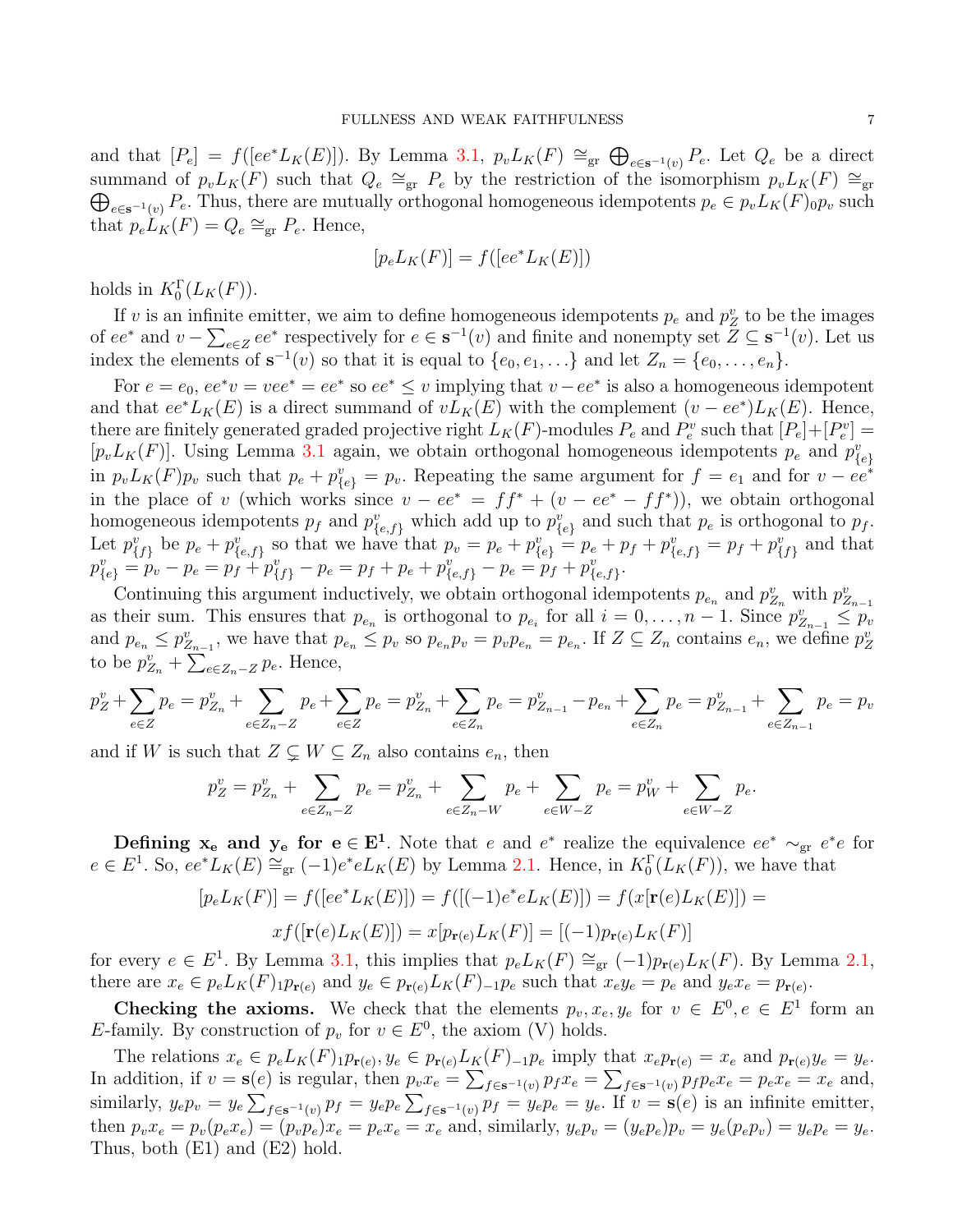and that $[P_e] = f([ee^*L_K(E)])$. By Lemma 3.1, $p_vL_K(F) \cong_{\rm gr} \bigoplus_{e\in\mathbf{s}^{-1}(v)} P_e$. Let $Q_e$ be a direct summand of $p_vL_K(F)$ such that $Q_e \cong_{\rm gr} P_e$ by the restriction of the isomorphism $p_vL_K(F) \cong_{\rm gr} \bigoplus_{e\in\mathbf{s}^{-1}(v)} P_e$. Thus, there are mutually orthogonal homogeneous idempotents $p_e \in p_vL_K(F)_0p_v$ such that $p_eL_K(F) = Q_e \cong_{\rm gr} P_e$. Hence,

$$[p_eL_K(F)] = f([ee^*L_K(E)])$$

holds in $K_0^\Gamma(L_K(F))$.

If $v$ is an infinite emitter, we aim to define homogeneous idempotents $p_e$ and $p_Z^v$ to be the images of $ee^*$ and $v - \sum_{e\in Z} ee^*$ respectively for $e \in \mathbf{s}^{-1}(v)$ and finite and nonempty set $Z \subseteq \mathbf{s}^{-1}(v)$. Let us index the elements of $\mathbf{s}^{-1}(v)$ so that it is equal to $\{e_0, e_1, \ldots\}$ and let $Z_n = \{e_0, \ldots, e_n\}$.

For $e = e_0$, $ee^*v = vee^* = ee^*$ so $ee^* \le v$ implying that $v - ee^*$ is also a homogeneous idempotent and that $ee^*L_K(E)$ is a direct summand of $vL_K(E)$ with the complement $(v - ee^*)L_K(E)$. Hence, there are finitely generated graded projective right $L_K(F)$-modules $P_e$ and $P_e^v$ such that $[P_e]+[P_e^v] = [p_vL_K(F)]$. Using Lemma 3.1 again, we obtain orthogonal homogeneous idempotents $p_e$ and $p_{\{e\}}^v$ in $p_vL_K(F)p_v$ such that $p_e + p_{\{e\}}^v = p_v$. Repeating the same argument for $f = e_1$ and for $v - ee^*$ in the place of $v$ (which works since $v - ee^* = ff^* + (v - ee^* - ff^*)$), we obtain orthogonal homogeneous idempotents $p_f$ and $p_{\{e,f\}}^v$ which add up to $p_{\{e\}}^v$ and such that $p_e$ is orthogonal to $p_f$. Let $p_{\{f\}}^v$ be $p_e + p_{\{e,f\}}^v$ so that we have that $p_v = p_e + p_{\{e\}}^v = p_e + p_f + p_{\{e,f\}}^v = p_f + p_{\{f\}}^v$ and that $p_{\{e\}}^v = p_v - p_e = p_f + p_{\{f\}}^v - p_e = p_f + p_e + p_{\{e,f\}}^v - p_e = p_f + p_{\{e,f\}}^v$.

Continuing this argument inductively, we obtain orthogonal idempotents $p_{e_n}$ and $p_{Z_n}^v$ with $p_{Z_{n-1}}^v$ as their sum. This ensures that $p_{e_n}$ is orthogonal to $p_{e_i}$ for all $i = 0, \ldots, n-1$. Since $p_{Z_{n-1}}^v \le p_v$ and $p_{e_n} \le p_{Z_{n-1}}^v$, we have that $p_{e_n} \le p_v$ so $p_{e_n}p_v = p_vp_{e_n} = p_{e_n}$. If $Z \subseteq Z_n$ contains $e_n$, we define $p_Z^v$ to be $p_{Z_n}^v + \sum_{e\in Z_n - Z} p_e$. Hence,

$$p_Z^v + \sum_{e\in Z} p_e = p_{Z_n}^v + \sum_{e\in Z_n - Z} p_e + \sum_{e\in Z} p_e = p_{Z_n}^v + \sum_{e\in Z_n} p_e = p_{Z_{n-1}}^v - p_{e_n} + \sum_{e\in Z_n} p_e = p_{Z_{n-1}}^v + \sum_{e\in Z_{n-1}} p_e = p_v$$

and if $W$ is such that $Z \subsetneq W \subseteq Z_n$ also contains $e_n$, then

$$p_Z^v = p_{Z_n}^v + \sum_{e\in Z_n - Z} p_e = p_{Z_n}^v + \sum_{e\in Z_n - W} p_e + \sum_{e\in W - Z} p_e = p_W^v + \sum_{e\in W - Z} p_e.$$

**Defining $\mathbf{x_e}$ and $\mathbf{y_e}$ for $\mathbf{e \in E^1}$.** Note that $e$ and $e^*$ realize the equivalence $ee^* \sim_{\rm gr} e^*e$ for $e \in E^1$. So, $ee^*L_K(E) \cong_{\rm gr} (-1)e^*eL_K(E)$ by Lemma 2.1. Hence, in $K_0^\Gamma(L_K(F))$, we have that

$$[p_eL_K(F)] = f([ee^*L_K(E)]) = f([(-1)e^*eL_K(E)]) = f(x[\mathbf{r}(e)L_K(E)]) =$$

$$xf([\mathbf{r}(e)L_K(E)]) = x[p_{\mathbf{r}(e)}L_K(F)] = [(-1)p_{\mathbf{r}(e)}L_K(F)]$$

for every $e \in E^1$. By Lemma 3.1, this implies that $p_eL_K(F) \cong_{\rm gr} (-1)p_{\mathbf{r}(e)}L_K(F)$. By Lemma 2.1, there are $x_e \in p_eL_K(F)_1p_{\mathbf{r}(e)}$ and $y_e \in p_{\mathbf{r}(e)}L_K(F)_{-1}p_e$ such that $x_ey_e = p_e$ and $y_ex_e = p_{\mathbf{r}(e)}$.

**Checking the axioms.** We check that the elements $p_v, x_e, y_e$ for $v \in E^0, e \in E^1$ form an $E$-family. By construction of $p_v$ for $v \in E^0$, the axiom (V) holds.

The relations $x_e \in p_eL_K(F)_1p_{\mathbf{r}(e)}, y_e \in p_{\mathbf{r}(e)}L_K(F)_{-1}p_e$ imply that $x_ep_{\mathbf{r}(e)} = x_e$ and $p_{\mathbf{r}(e)}y_e = y_e$. In addition, if $v = \mathbf{s}(e)$ is regular, then $p_vx_e = \sum_{f\in\mathbf{s}^{-1}(v)} p_fx_e = \sum_{f\in\mathbf{s}^{-1}(v)} p_fp_ex_e = p_ex_e = x_e$ and, similarly, $y_ep_v = y_e\sum_{f\in\mathbf{s}^{-1}(v)} p_f = y_ep_e\sum_{f\in\mathbf{s}^{-1}(v)} p_f = y_ep_e = y_e$. If $v = \mathbf{s}(e)$ is an infinite emitter, then $p_vx_e = p_v(p_ex_e) = (p_vp_e)x_e = p_ex_e = x_e$ and, similarly, $y_ep_v = (y_ep_e)p_v = y_e(p_ep_v) = y_ep_e = y_e$. Thus, both (E1) and (E2) hold.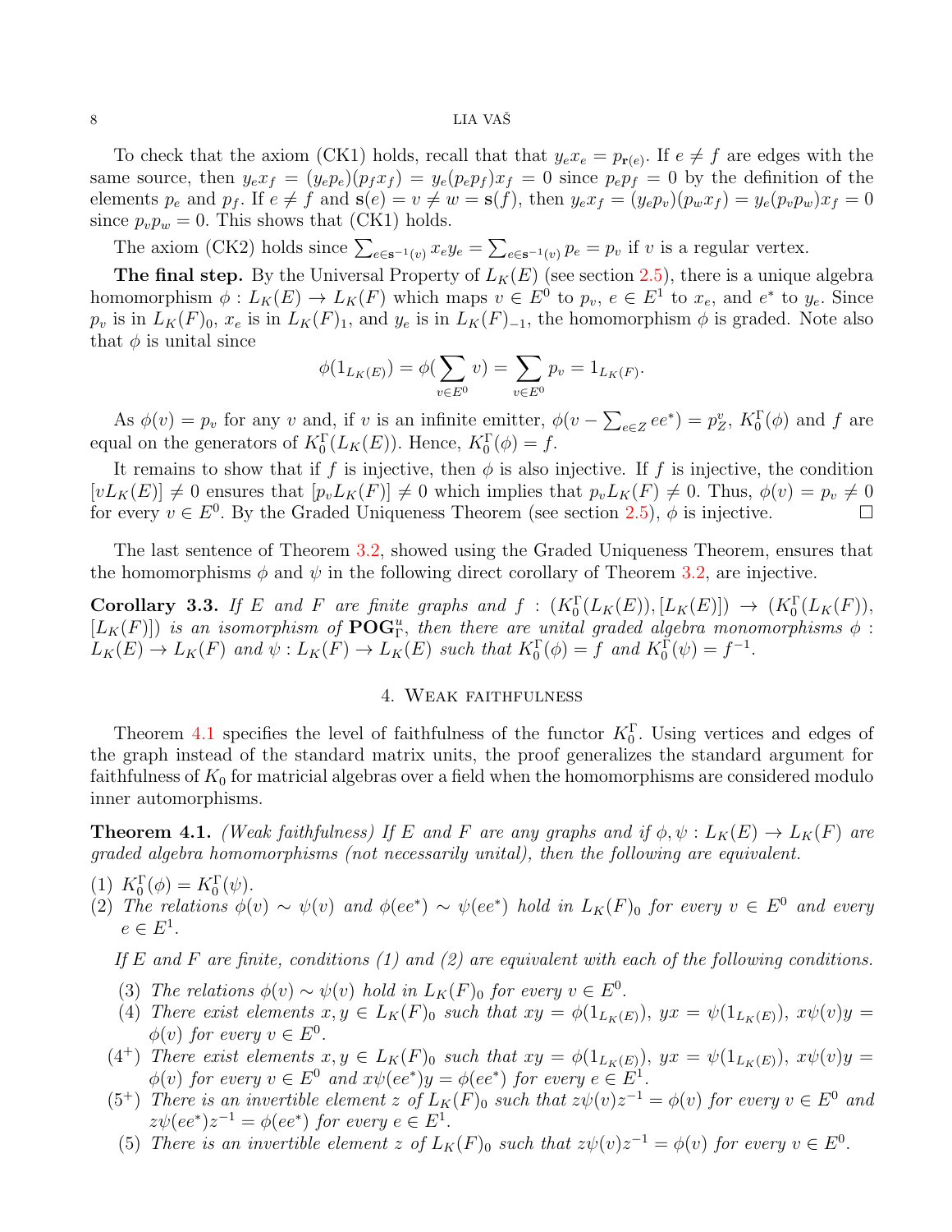To check that the axiom (CK1) holds, recall that that $y_e x_e = p_{\mathbf{r}(e)}$. If $e \neq f$ are edges with the same source, then $y_e x_f = (y_e p_e)(p_f x_f) = y_e(p_e p_f)x_f = 0$ since $p_e p_f = 0$ by the definition of the elements $p_e$ and $p_f$. If $e \neq f$ and $\mathbf{s}(e) = v \neq w = \mathbf{s}(f)$, then $y_e x_f = (y_e p_v)(p_w x_f) = y_e(p_v p_w)x_f = 0$ since $p_v p_w = 0$. This shows that (CK1) holds.

The axiom (CK2) holds since $\sum_{e\in\mathbf{s}^{-1}(v)} x_e y_e = \sum_{e\in\mathbf{s}^{-1}(v)} p_e = p_v$ if $v$ is a regular vertex.

**The final step.** By the Universal Property of $L_K(E)$ (see section 2.5), there is a unique algebra homomorphism $\phi : L_K(E) \to L_K(F)$ which maps $v \in E^0$ to $p_v$, $e \in E^1$ to $x_e$, and $e^*$ to $y_e$. Since $p_v$ is in $L_K(F)_0$, $x_e$ is in $L_K(F)_1$, and $y_e$ is in $L_K(F)_{-1}$, the homomorphism $\phi$ is graded. Note also that $\phi$ is unital since

$$\phi(1_{L_K(E)}) = \phi(\sum_{v\in E^0} v) = \sum_{v\in E^0} p_v = 1_{L_K(F)}.$$

As $\phi(v) = p_v$ for any $v$ and, if $v$ is an infinite emitter, $\phi(v - \sum_{e\in Z} ee^*) = p^v_Z$, $K_0^\Gamma(\phi)$ and $f$ are equal on the generators of $K_0^\Gamma(L_K(E))$. Hence, $K_0^\Gamma(\phi) = f$.

It remains to show that if $f$ is injective, then $\phi$ is also injective. If $f$ is injective, the condition $[vL_K(E)] \neq 0$ ensures that $[p_v L_K(F)] \neq 0$ which implies that $p_v L_K(F) \neq 0$. Thus, $\phi(v) = p_v \neq 0$ for every $v \in E^0$. By the Graded Uniqueness Theorem (see section 2.5), $\phi$ is injective. □

The last sentence of Theorem 3.2, showed using the Graded Uniqueness Theorem, ensures that the homomorphisms $\phi$ and $\psi$ in the following direct corollary of Theorem 3.2, are injective.

**Corollary 3.3.** *If $E$ and $F$ are finite graphs and $f : (K_0^\Gamma(L_K(E)), [L_K(E)]) \to (K_0^\Gamma(L_K(F)), [L_K(F)])$ is an isomorphism of $\mathbf{POG}^u_\Gamma$, then there are unital graded algebra monomorphisms $\phi : L_K(E) \to L_K(F)$ and $\psi : L_K(F) \to L_K(E)$ such that $K_0^\Gamma(\phi) = f$ and $K_0^\Gamma(\psi) = f^{-1}$.*

## 4. Weak faithfulness

Theorem 4.1 specifies the level of faithfulness of the functor $K_0^\Gamma$. Using vertices and edges of the graph instead of the standard matrix units, the proof generalizes the standard argument for faithfulness of $K_0$ for matricial algebras over a field when the homomorphisms are considered modulo inner automorphisms.

**Theorem 4.1.** *(Weak faithfulness) If $E$ and $F$ are any graphs and if $\phi, \psi : L_K(E) \to L_K(F)$ are graded algebra homomorphisms (not necessarily unital), then the following are equivalent.*

(1) *$K_0^\Gamma(\phi) = K_0^\Gamma(\psi)$.*
(2) *The relations $\phi(v) \sim \psi(v)$ and $\phi(ee^*) \sim \psi(ee^*)$ hold in $L_K(F)_0$ for every $v \in E^0$ and every $e \in E^1$.*

*If $E$ and $F$ are finite, conditions (1) and (2) are equivalent with each of the following conditions.*

(3) *The relations $\phi(v) \sim \psi(v)$ hold in $L_K(F)_0$ for every $v \in E^0$.*
(4) *There exist elements $x, y \in L_K(F)_0$ such that $xy = \phi(1_{L_K(E)})$, $yx = \psi(1_{L_K(E)})$, $x\psi(v)y = \phi(v)$ for every $v \in E^0$.*
(4$^+$) *There exist elements $x, y \in L_K(F)_0$ such that $xy = \phi(1_{L_K(E)})$, $yx = \psi(1_{L_K(E)})$, $x\psi(v)y = \phi(v)$ for every $v \in E^0$ and $x\psi(ee^*)y = \phi(ee^*)$ for every $e \in E^1$.*
(5$^+$) *There is an invertible element $z$ of $L_K(F)_0$ such that $z\psi(v)z^{-1} = \phi(v)$ for every $v \in E^0$ and $z\psi(ee^*)z^{-1} = \phi(ee^*)$ for every $e \in E^1$.*
(5) *There is an invertible element $z$ of $L_K(F)_0$ such that $z\psi(v)z^{-1} = \phi(v)$ for every $v \in E^0$.*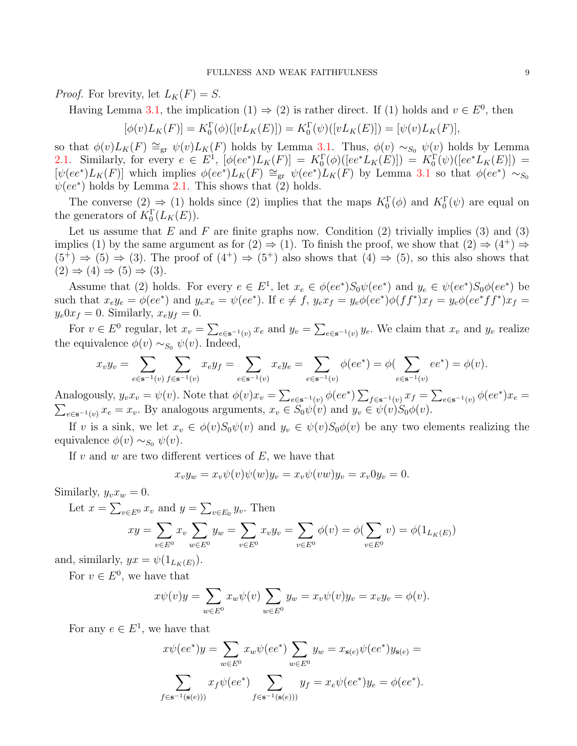*Proof.* For brevity, let $L_K(F) = S$.

Having Lemma 3.1, the implication (1) ⇒ (2) is rather direct. If (1) holds and $v \in E^0$, then

$$[\phi(v)L_K(F)] = K_0^\Gamma(\phi)([vL_K(E)]) = K_0^\Gamma(\psi)([vL_K(E)]) = [\psi(v)L_K(F)],$$

so that $\phi(v)L_K(F) \cong_{\text{gr}} \psi(v)L_K(F)$ holds by Lemma 3.1. Thus, $\phi(v) \sim_{S_0} \psi(v)$ holds by Lemma 2.1. Similarly, for every $e \in E^1$, $[\phi(ee^*)L_K(F)] = K_0^\Gamma(\phi)([ee^*L_K(E)]) = K_0^\Gamma(\psi)([ee^*L_K(E)]) = [\psi(ee^*)L_K(F)]$ which implies $\phi(ee^*)L_K(F) \cong_{\text{gr}} \psi(ee^*)L_K(F)$ by Lemma 3.1 so that $\phi(ee^*) \sim_{S_0} \psi(ee^*)$ holds by Lemma 2.1. This shows that (2) holds.

The converse (2) ⇒ (1) holds since (2) implies that the maps $K_0^\Gamma(\phi)$ and $K_0^\Gamma(\psi)$ are equal on the generators of $K_0^\Gamma(L_K(E))$.

Let us assume that $E$ and $F$ are finite graphs now. Condition (2) trivially implies (3) and (3) implies (1) by the same argument as for (2) ⇒ (1). To finish the proof, we show that (2) ⇒ ($4^+$) ⇒ ($5^+$) ⇒ (5) ⇒ (3). The proof of ($4^+$) ⇒ ($5^+$) also shows that (4) ⇒ (5), so this also shows that (2) ⇒ (4) ⇒ (5) ⇒ (3).

Assume that (2) holds. For every $e \in E^1$, let $x_e \in \phi(ee^*)S_0\psi(ee^*)$ and $y_e \in \psi(ee^*)S_0\phi(ee^*)$ be such that $x_e y_e = \phi(ee^*)$ and $y_e x_e = \psi(ee^*)$. If $e \neq f$, $y_e x_f = y_e\phi(ee^*)\phi(ff^*)x_f = y_e\phi(ee^*ff^*)x_f = y_e 0 x_f = 0$. Similarly, $x_e y_f = 0$.

For $v \in E^0$ regular, let $x_v = \sum_{e\in \mathbf{s}^{-1}(v)} x_e$ and $y_v = \sum_{e\in \mathbf{s}^{-1}(v)} y_e$. We claim that $x_v$ and $y_v$ realize the equivalence $\phi(v) \sim_{S_0} \psi(v)$. Indeed,

$$x_v y_v = \sum_{e\in \mathbf{s}^{-1}(v)} \sum_{f\in \mathbf{s}^{-1}(v)} x_e y_f = \sum_{e\in \mathbf{s}^{-1}(v)} x_e y_e = \sum_{e\in \mathbf{s}^{-1}(v)} \phi(ee^*) = \phi(\sum_{e\in \mathbf{s}^{-1}(v)} ee^*) = \phi(v).$$

Analogously, $y_v x_v = \psi(v)$. Note that $\phi(v)x_v = \sum_{e\in \mathbf{s}^{-1}(v)} \phi(ee^*)\sum_{f\in \mathbf{s}^{-1}(v)} x_f = \sum_{e\in \mathbf{s}^{-1}(v)} \phi(ee^*)x_e = \sum_{e\in \mathbf{s}^{-1}(v)} x_e = x_v$. By analogous arguments, $x_v \in S_0\psi(v)$ and $y_v \in \psi(v)S_0\phi(v)$.

If $v$ is a sink, we let $x_v \in \phi(v)S_0\psi(v)$ and $y_v \in \psi(v)S_0\phi(v)$ be any two elements realizing the equivalence $\phi(v) \sim_{S_0} \psi(v)$.

If $v$ and $w$ are two different vertices of $E$, we have that

$$x_v y_w = x_v\psi(v)\psi(w)y_v = x_v\psi(vw)y_v = x_v 0 y_v = 0.$$

Similarly, $y_v x_w = 0$.

Let $x = \sum_{v\in E^0} x_v$ and $y = \sum_{v\in E_0} y_v$. Then

$$xy = \sum_{v\in E^0} x_v \sum_{w\in E^0} y_w = \sum_{v\in E^0} x_v y_v = \sum_{v\in E^0} \phi(v) = \phi(\sum_{v\in E^0} v) = \phi(1_{L_K(E)})$$

and, similarly, $yx = \psi(1_{L_K(E)})$.

For $v \in E^0$, we have that

$$x\psi(v)y = \sum_{w\in E^0} x_w\psi(v) \sum_{w\in E^0} y_w = x_v\psi(v)y_v = x_v y_v = \phi(v).$$

For any $e \in E^1$, we have that

$$x\psi(ee^*)y = \sum_{w\in E^0} x_w\psi(ee^*) \sum_{w\in E^0} y_w = x_{\mathbf{s}(e)}\psi(ee^*)y_{\mathbf{s}(e)} =$$

$$\sum_{f\in \mathbf{s}^{-1}(\mathbf{s}(e)))} x_f\psi(ee^*) \sum_{f\in \mathbf{s}^{-1}(\mathbf{s}(e)))} y_f = x_e\psi(ee^*)y_e = \phi(ee^*).$$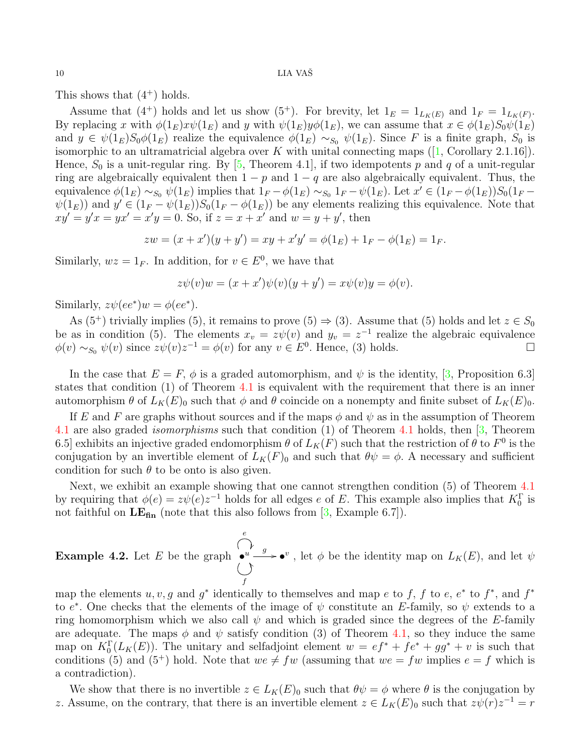This shows that $(4^+)$ holds.

Assume that $(4^+)$ holds and let us show $(5^+)$. For brevity, let $1_E = 1_{L_K(E)}$ and $1_F = 1_{L_K(F)}$. By replacing $x$ with $\phi(1_E)x\psi(1_E)$ and $y$ with $\psi(1_E)y\phi(1_E)$, we can assume that $x \in \phi(1_E)S_0\psi(1_E)$ and $y \in \psi(1_E)S_0\phi(1_E)$ realize the equivalence $\phi(1_E) \sim_{S_0} \psi(1_E)$. Since $F$ is a finite graph, $S_0$ is isomorphic to an ultramatricial algebra over $K$ with unital connecting maps ([1, Corollary 2.1.16]). Hence, $S_0$ is a unit-regular ring. By [5, Theorem 4.1], if two idempotents $p$ and $q$ of a unit-regular ring are algebraically equivalent then $1-p$ and $1-q$ are also algebraically equivalent. Thus, the equivalence $\phi(1_E) \sim_{S_0} \psi(1_E)$ implies that $1_F - \phi(1_E) \sim_{S_0} 1_F - \psi(1_E)$. Let $x' \in (1_F - \phi(1_E))S_0(1_F - \psi(1_E))$ and $y' \in (1_F - \psi(1_E))S_0(1_F - \phi(1_E))$ be any elements realizing this equivalence. Note that $xy' = y'x = yx' = x'y = 0$. So, if $z = x + x'$ and $w = y + y'$, then

$$zw = (x + x')(y + y') = xy + x'y' = \phi(1_E) + 1_F - \phi(1_E) = 1_F.$$

Similarly, $wz = 1_F$. In addition, for $v \in E^0$, we have that

$$z\psi(v)w = (x + x')\psi(v)(y + y') = x\psi(v)y = \phi(v).$$

Similarly, $z\psi(ee^*)w = \phi(ee^*)$.

As $(5^+)$ trivially implies (5), it remains to prove (5) $\Rightarrow$ (3). Assume that (5) holds and let $z \in S_0$ be as in condition (5). The elements $x_v = z\psi(v)$ and $y_v = z^{-1}$ realize the algebraic equivalence $\phi(v) \sim_{S_0} \psi(v)$ since $z\psi(v)z^{-1} = \phi(v)$ for any $v \in E^0$. Hence, (3) holds. $\square$

In the case that $E = F$, $\phi$ is a graded automorphism, and $\psi$ is the identity, [3, Proposition 6.3] states that condition (1) of Theorem 4.1 is equivalent with the requirement that there is an inner automorphism $\theta$ of $L_K(E)_0$ such that $\phi$ and $\theta$ coincide on a nonempty and finite subset of $L_K(E)_0$.

If $E$ and $F$ are graphs without sources and if the maps $\phi$ and $\psi$ as in the assumption of Theorem 4.1 are also graded *isomorphisms* such that condition (1) of Theorem 4.1 holds, then [3, Theorem 6.5] exhibits an injective graded endomorphism $\theta$ of $L_K(F)$ such that the restriction of $\theta$ to $F^0$ is the conjugation by an invertible element of $L_K(F)_0$ and such that $\theta\psi = \phi$. A necessary and sufficient condition for such $\theta$ to be onto is also given.

Next, we exhibit an example showing that one cannot strengthen condition (5) of Theorem 4.1 by requiring that $\phi(e) = z\psi(e)z^{-1}$ holds for all edges $e$ of $E$. This example also implies that $K_0^\Gamma$ is not faithful on $\mathbf{LE_{fin}}$ (note that this also follows from [3, Example 6.7]).

**Example 4.2.** Let $E$ be the graph $\bullet^u \xrightarrow{g} \bullet^v$ (with two loops $e$ and $f$ at $u$), let $\phi$ be the identity map on $L_K(E)$, and let $\psi$ map the elements $u, v, g$ and $g^*$ identically to themselves and map $e$ to $f$, $f$ to $e$, $e^*$ to $f^*$, and $f^*$ to $e^*$. One checks that the elements of the image of $\psi$ constitute an $E$-family, so $\psi$ extends to a ring homomorphism which we also call $\psi$ and which is graded since the degrees of the $E$-family are adequate. The maps $\phi$ and $\psi$ satisfy condition (3) of Theorem 4.1, so they induce the same map on $K_0^\Gamma(L_K(E))$. The unitary and selfadjoint element $w = ef^* + fe^* + gg^* + v$ is such that conditions (5) and $(5^+)$ hold. Note that $we \neq fw$ (assuming that $we = fw$ implies $e = f$ which is a contradiction).

We show that there is no invertible $z \in L_K(E)_0$ such that $\theta\psi = \phi$ where $\theta$ is the conjugation by $z$. Assume, on the contrary, that there is an invertible element $z \in L_K(E)_0$ such that $z\psi(r)z^{-1} = r$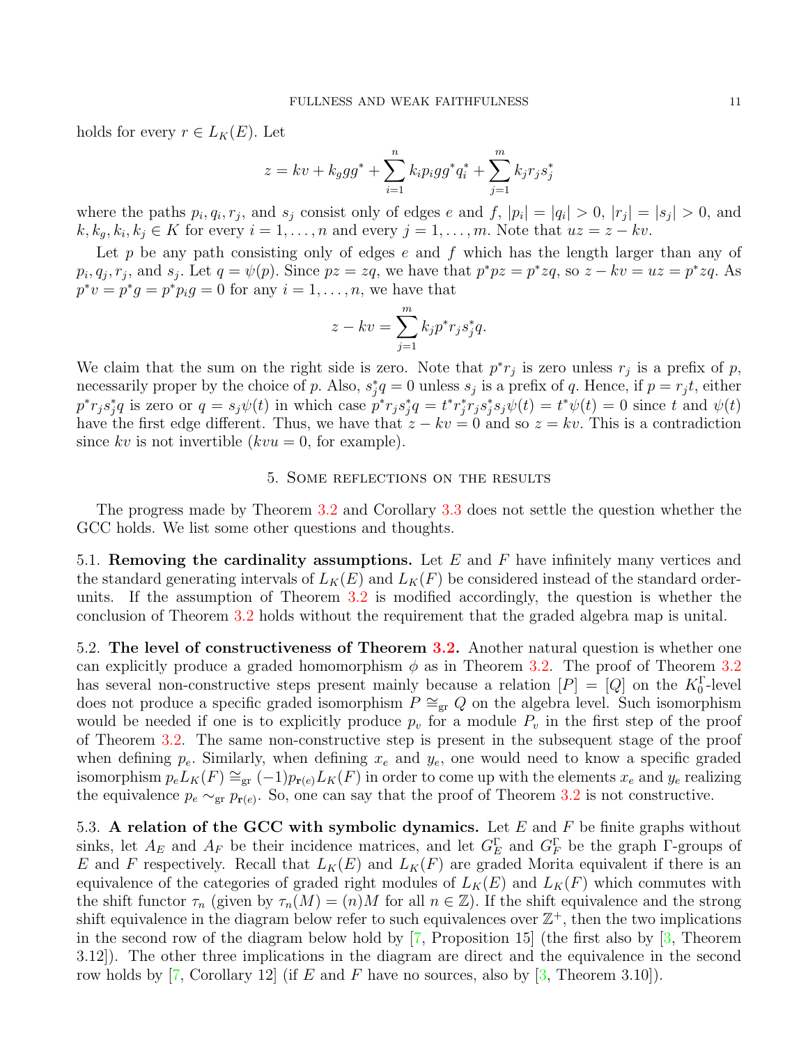holds for every $r \in L_K(E)$. Let

$$z = kv + k_g gg^* + \sum_{i=1}^{n} k_i p_i gg^* q_i^* + \sum_{j=1}^{m} k_j r_j s_j^*$$

where the paths $p_i, q_i, r_j$, and $s_j$ consist only of edges $e$ and $f$, $|p_i| = |q_i| > 0$, $|r_j| = |s_j| > 0$, and $k, k_g, k_i, k_j \in K$ for every $i = 1, \ldots, n$ and every $j = 1, \ldots, m$. Note that $uz = z - kv$.

Let $p$ be any path consisting only of edges $e$ and $f$ which has the length larger than any of $p_i, q_j, r_j$, and $s_j$. Let $q = \psi(p)$. Since $pz = zq$, we have that $p^*pz = p^*zq$, so $z - kv = uz = p^*zq$. As $p^*v = p^*g = p^*p_i g = 0$ for any $i = 1, \ldots, n$, we have that

$$z - kv = \sum_{j=1}^{m} k_j p^* r_j s_j^* q.$$

We claim that the sum on the right side is zero. Note that $p^* r_j$ is zero unless $r_j$ is a prefix of $p$, necessarily proper by the choice of $p$. Also, $s_j^* q = 0$ unless $s_j$ is a prefix of $q$. Hence, if $p = r_j t$, either $p^* r_j s_j^* q$ is zero or $q = s_j \psi(t)$ in which case $p^* r_j s_j^* q = t^* r_j^* r_j s_j^* s_j \psi(t) = t^* \psi(t) = 0$ since $t$ and $\psi(t)$ have the first edge different. Thus, we have that $z - kv = 0$ and so $z = kv$. This is a contradiction since $kv$ is not invertible ($kvu = 0$, for example).

## 5. Some reflections on the results

The progress made by Theorem 3.2 and Corollary 3.3 does not settle the question whether the GCC holds. We list some other questions and thoughts.

5.1. **Removing the cardinality assumptions.** Let $E$ and $F$ have infinitely many vertices and the standard generating intervals of $L_K(E)$ and $L_K(F)$ be considered instead of the standard order-units. If the assumption of Theorem 3.2 is modified accordingly, the question is whether the conclusion of Theorem 3.2 holds without the requirement that the graded algebra map is unital.

5.2. **The level of constructiveness of Theorem 3.2.** Another natural question is whether one can explicitly produce a graded homomorphism $\phi$ as in Theorem 3.2. The proof of Theorem 3.2 has several non-constructive steps present mainly because a relation $[P] = [Q]$ on the $K_0^\Gamma$-level does not produce a specific graded isomorphism $P \cong_{\text{gr}} Q$ on the algebra level. Such isomorphism would be needed if one is to explicitly produce $p_v$ for a module $P_v$ in the first step of the proof of Theorem 3.2. The same non-constructive step is present in the subsequent stage of the proof when defining $p_e$. Similarly, when defining $x_e$ and $y_e$, one would need to know a specific graded isomorphism $p_e L_K(F) \cong_{\text{gr}} (-1)p_{\mathbf{r}(e)} L_K(F)$ in order to come up with the elements $x_e$ and $y_e$ realizing the equivalence $p_e \sim_{\text{gr}} p_{\mathbf{r}(e)}$. So, one can say that the proof of Theorem 3.2 is not constructive.

5.3. **A relation of the GCC with symbolic dynamics.** Let $E$ and $F$ be finite graphs without sinks, let $A_E$ and $A_F$ be their incidence matrices, and let $G_E^\Gamma$ and $G_F^\Gamma$ be the graph $\Gamma$-groups of $E$ and $F$ respectively. Recall that $L_K(E)$ and $L_K(F)$ are graded Morita equivalent if there is an equivalence of the categories of graded right modules of $L_K(E)$ and $L_K(F)$ which commutes with the shift functor $\tau_n$ (given by $\tau_n(M) = (n)M$ for all $n \in \mathbb{Z}$). If the shift equivalence and the strong shift equivalence in the diagram below refer to such equivalences over $\mathbb{Z}^+$, then the two implications in the second row of the diagram below hold by [7, Proposition 15] (the first also by [3, Theorem 3.12]). The other three implications in the diagram are direct and the equivalence in the second row holds by [7, Corollary 12] (if $E$ and $F$ have no sources, also by [3, Theorem 3.10]).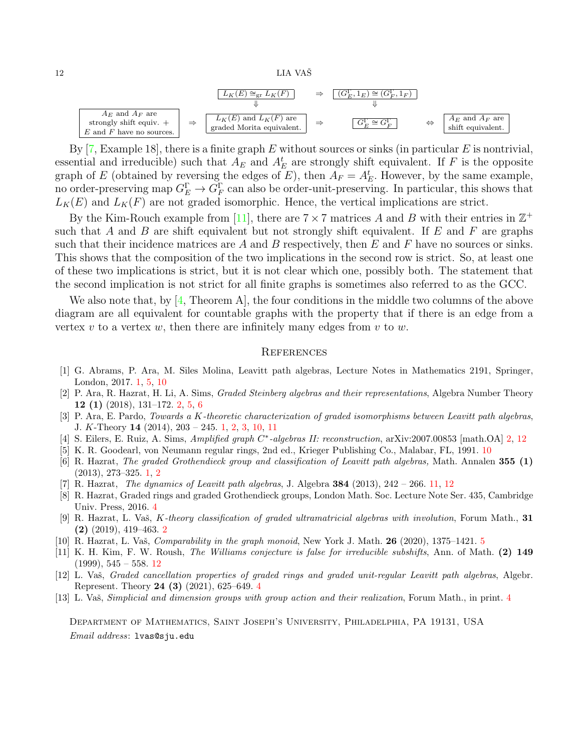| | | | | | | |
|---|---|---|---|---|---|---|
| | | $L_K(E) \cong_{\text{gr}} L_K(F)$ | $\Rightarrow$ | $(G_E^\Gamma, 1_E) \cong (G_F^\Gamma, 1_F)$ | | |
| | | $\Downarrow$ | | $\Downarrow$ | | |
| $A_E$ and $A_F$ are strongly shift equiv. + $E$ and $F$ have no sources. | $\Rightarrow$ | $L_K(E)$ and $L_K(F)$ are graded Morita equivalent. | $\Rightarrow$ | $G_E^\Gamma \cong G_F^\Gamma$ | $\Leftrightarrow$ | $A_E$ and $A_F$ are shift equivalent. |

By [7, Example 18], there is a finite graph $E$ without sources or sinks (in particular $E$ is nontrivial, essential and irreducible) such that $A_E$ and $A_E^t$ are strongly shift equivalent. If $F$ is the opposite graph of $E$ (obtained by reversing the edges of $E$), then $A_F = A_E^t$. However, by the same example, no order-preserving map $G_E^\Gamma \to G_F^\Gamma$ can also be order-unit-preserving. In particular, this shows that $L_K(E)$ and $L_K(F)$ are not graded isomorphic. Hence, the vertical implications are strict.

By the Kim-Rouch example from [11], there are $7 \times 7$ matrices $A$ and $B$ with their entries in $\mathbb{Z}^+$ such that $A$ and $B$ are shift equivalent but not strongly shift equivalent. If $E$ and $F$ are graphs such that their incidence matrices are $A$ and $B$ respectively, then $E$ and $F$ have no sources or sinks. This shows that the composition of the two implications in the second row is strict. So, at least one of these two implications is strict, but it is not clear which one, possibly both. The statement that the second implication is not strict for all finite graphs is sometimes also referred to as the GCC.

We also note that, by [4, Theorem A], the four conditions in the middle two columns of the above diagram are all equivalent for countable graphs with the property that if there is an edge from a vertex $v$ to a vertex $w$, then there are infinitely many edges from $v$ to $w$.

## References

[1] G. Abrams, P. Ara, M. Siles Molina, Leavitt path algebras, Lecture Notes in Mathematics 2191, Springer, London, 2017. 1, 5, 10

[2] P. Ara, R. Hazrat, H. Li, A. Sims, *Graded Steinberg algebras and their representations*, Algebra Number Theory **12 (1)** (2018), 131–172. 2, 5, 6

[3] P. Ara, E. Pardo, *Towards a K-theoretic characterization of graded isomorphisms between Leavitt path algebras*, J. K-Theory **14** (2014), 203 – 245. 1, 2, 3, 10, 11

[4] S. Eilers, E. Ruiz, A. Sims, *Amplified graph C\*-algebras II: reconstruction*, arXiv:2007.00853 [math.OA] 2, 12

[5] K. R. Goodearl, von Neumann regular rings, 2nd ed., Krieger Publishing Co., Malabar, FL, 1991. 10

[6] R. Hazrat, *The graded Grothendieck group and classification of Leavitt path algebras,* Math. Annalen **355 (1)** (2013), 273–325. 1, 2

[7] R. Hazrat, *The dynamics of Leavitt path algebras*, J. Algebra **384** (2013), 242 – 266. 11, 12

[8] R. Hazrat, Graded rings and graded Grothendieck groups, London Math. Soc. Lecture Note Ser. 435, Cambridge Univ. Press, 2016. 4

[9] R. Hazrat, L. Vaš, *K-theory classification of graded ultramatricial algebras with involution*, Forum Math., **31 (2)** (2019), 419–463. 2

[10] R. Hazrat, L. Vaš, *Comparability in the graph monoid*, New York J. Math. **26** (2020), 1375–1421. 5

[11] K. H. Kim, F. W. Roush, *The Williams conjecture is false for irreducible subshifts*, Ann. of Math. **(2) 149** (1999), 545 – 558. 12

[12] L. Vaš, *Graded cancellation properties of graded rings and graded unit-regular Leavitt path algebras*, Algebr. Represent. Theory **24 (3)** (2021), 625–649. 4

[13] L. Vaš, *Simplicial and dimension groups with group action and their realization*, Forum Math., in print. 4

Department of Mathematics, Saint Joseph's University, Philadelphia, PA 19131, USA

*Email address*: lvas@sju.edu